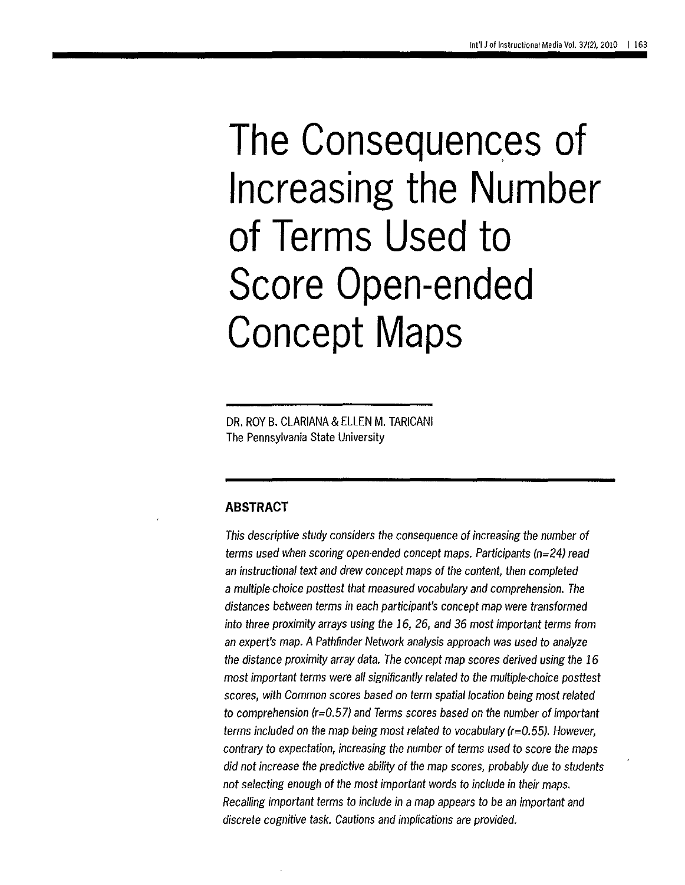# The Consequences of Increasing the Number of Terms Used to Score Open-ended Concept Maps

DR. ROY B. CLARIANA & ELLEN M. TARICANI
The Pennsylvania State University

## ABSTRACT

*This descriptive study considers the consequence of increasing the number of terms used when scoring open-ended concept maps. Participants (n=24) read an instructional text and drew concept maps of the content, then completed a multiple-choice posttest that measured vocabulary and comprehension. The distances between terms in each participant's concept map were transformed into three proximity arrays using the 16, 26, and 36 most important terms from an expert's map. A Pathfinder Network analysis approach was used to analyze the distance proximity array data. The concept map scores derived using the 16 most important terms were all significantly related to the multiple-choice posttest scores, with Common scores based on term spatial location being most related to comprehension (r=0.57) and Terms scores based on the number of important terms included on the map being most related to vocabulary (r=0.55). However, contrary to expectation, increasing the number of terms used to score the maps did not increase the predictive ability of the map scores, probably due to students not selecting enough of the most important words to include in their maps. Recalling important terms to include in a map appears to be an important and discrete cognitive task. Cautions and implications are provided.*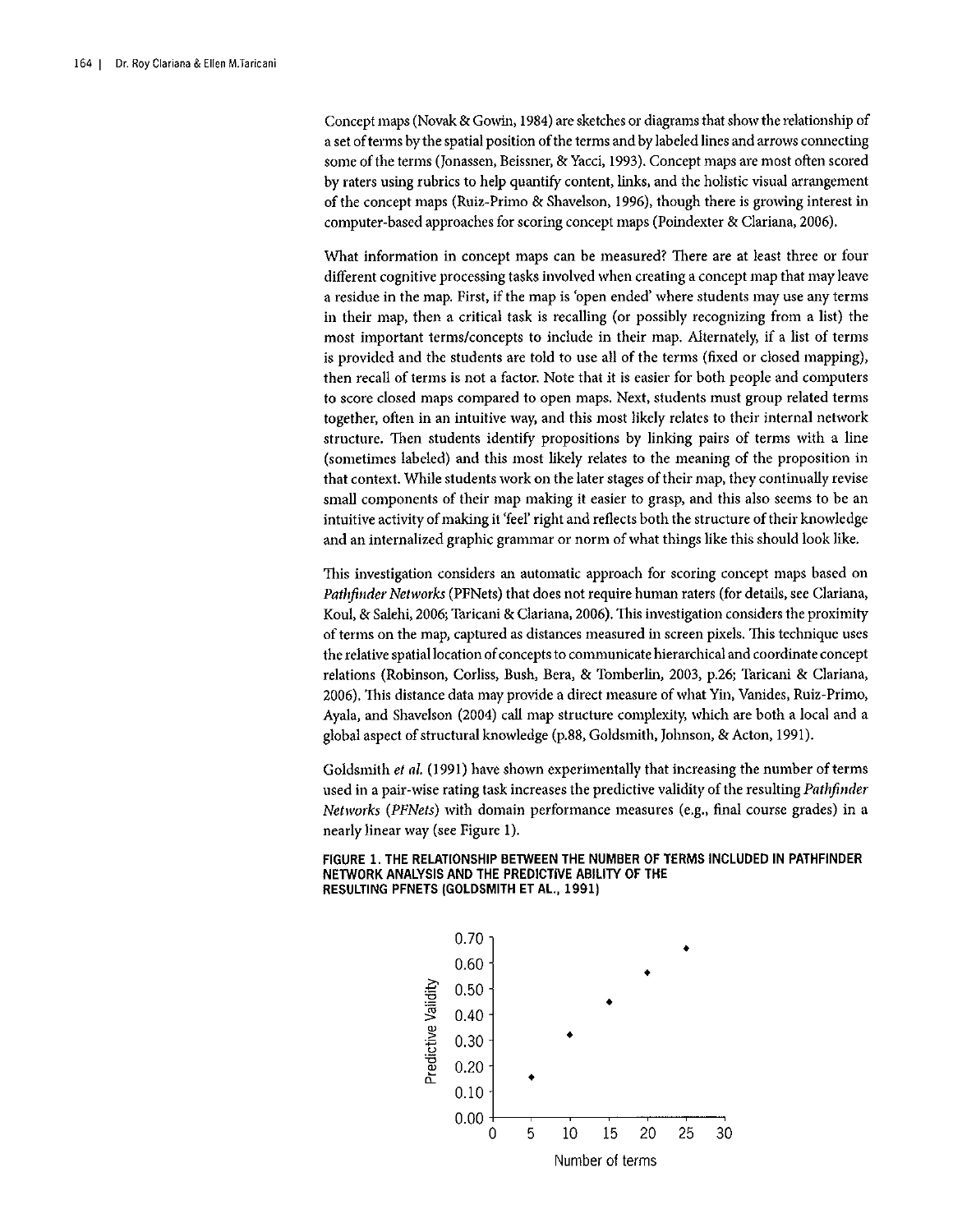Concept maps (Novak & Gowin, 1984) are sketches or diagrams that show the relationship of a set of terms by the spatial position of the terms and by labeled lines and arrows connecting some of the terms (Jonassen, Beissner, & Yacci, 1993). Concept maps are most often scored by raters using rubrics to help quantify content, links, and the holistic visual arrangement of the concept maps (Ruiz-Primo & Shavelson, 1996), though there is growing interest in computer-based approaches for scoring concept maps (Poindexter & Clariana, 2006).

What information in concept maps can be measured? There are at least three or four different cognitive processing tasks involved when creating a concept map that may leave a residue in the map. First, if the map is 'open ended' where students may use any terms in their map, then a critical task is recalling (or possibly recognizing from a list) the most important terms/concepts to include in their map. Alternately, if a list of terms is provided and the students are told to use all of the terms (fixed or closed mapping), then recall of terms is not a factor. Note that it is easier for both people and computers to score closed maps compared to open maps. Next, students must group related terms together, often in an intuitive way, and this most likely relates to their internal network structure. Then students identify propositions by linking pairs of terms with a line (sometimes labeled) and this most likely relates to the meaning of the proposition in that context. While students work on the later stages of their map, they continually revise small components of their map making it easier to grasp, and this also seems to be an intuitive activity of making it 'feel' right and reflects both the structure of their knowledge and an internalized graphic grammar or norm of what things like this should look like.

This investigation considers an automatic approach for scoring concept maps based on *Pathfinder Networks* (PFNets) that does not require human raters (for details, see Clariana, Koul, & Salehi, 2006; Taricani & Clariana, 2006). This investigation considers the proximity of terms on the map, captured as distances measured in screen pixels. This technique uses the relative spatial location of concepts to communicate hierarchical and coordinate concept relations (Robinson, Corliss, Bush, Bera, & Tomberlin, 2003, p.26; Taricani & Clariana, 2006). This distance data may provide a direct measure of what Yin, Vanides, Ruiz-Primo, Ayala, and Shavelson (2004) call map structure complexity, which are both a local and a global aspect of structural knowledge (p.88, Goldsmith, Johnson, & Acton, 1991).

Goldsmith *et al.* (1991) have shown experimentally that increasing the number of terms used in a pair-wise rating task increases the predictive validity of the resulting *Pathfinder Networks (PFNets)* with domain performance measures (e.g., final course grades) in a nearly linear way (see Figure 1).

**FIGURE 1. THE RELATIONSHIP BETWEEN THE NUMBER OF TERMS INCLUDED IN PATHFINDER NETWORK ANALYSIS AND THE PREDICTIVE ABILITY OF THE RESULTING PFNETS (GOLDSMITH ET AL., 1991)**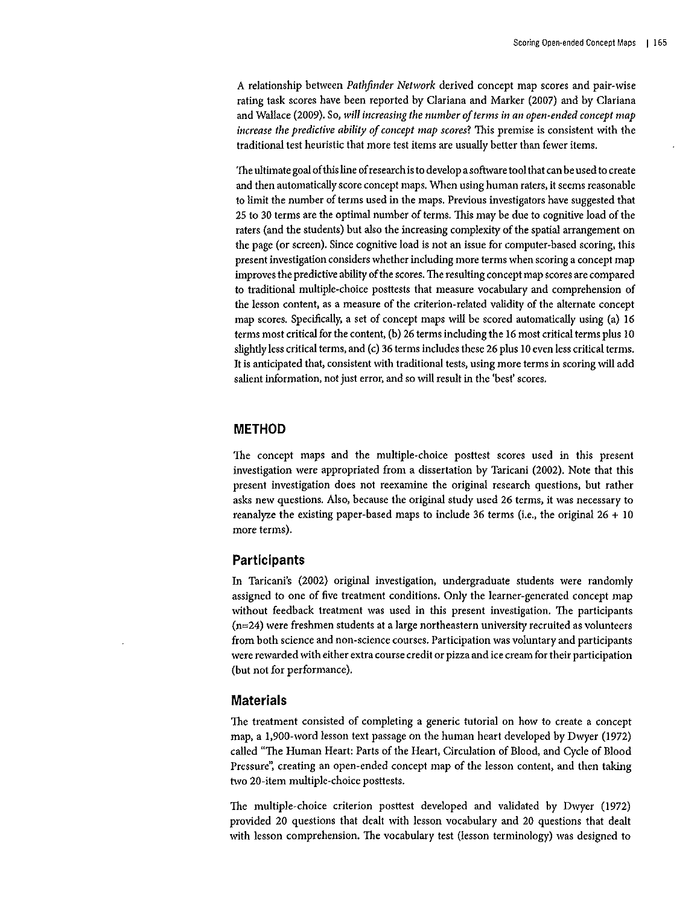A relationship between *Pathfinder Network* derived concept map scores and pair-wise rating task scores have been reported by Clariana and Marker (2007) and by Clariana and Wallace (2009). So, *will increasing the number of terms in an open-ended concept map increase the predictive ability of concept map scores*? This premise is consistent with the traditional test heuristic that more test items are usually better than fewer items.

The ultimate goal of this line of research is to develop a software tool that can be used to create and then automatically score concept maps. When using human raters, it seems reasonable to limit the number of terms used in the maps. Previous investigators have suggested that 25 to 30 terms are the optimal number of terms. This may be due to cognitive load of the raters (and the students) but also the increasing complexity of the spatial arrangement on the page (or screen). Since cognitive load is not an issue for computer-based scoring, this present investigation considers whether including more terms when scoring a concept map improves the predictive ability of the scores. The resulting concept map scores are compared to traditional multiple-choice posttests that measure vocabulary and comprehension of the lesson content, as a measure of the criterion-related validity of the alternate concept map scores. Specifically, a set of concept maps will be scored automatically using (a) 16 terms most critical for the content, (b) 26 terms including the 16 most critical terms plus 10 slightly less critical terms, and (c) 36 terms includes these 26 plus 10 even less critical terms. It is anticipated that, consistent with traditional tests, using more terms in scoring will add salient information, not just error, and so will result in the 'best' scores.

## METHOD

The concept maps and the multiple-choice posttest scores used in this present investigation were appropriated from a dissertation by Taricani (2002). Note that this present investigation does not reexamine the original research questions, but rather asks new questions. Also, because the original study used 26 terms, it was necessary to reanalyze the existing paper-based maps to include 36 terms (i.e., the original 26 + 10 more terms).

### Participants

In Taricani's (2002) original investigation, undergraduate students were randomly assigned to one of five treatment conditions. Only the learner-generated concept map without feedback treatment was used in this present investigation. The participants (n=24) were freshmen students at a large northeastern university recruited as volunteers from both science and non-science courses. Participation was voluntary and participants were rewarded with either extra course credit or pizza and ice cream for their participation (but not for performance).

### Materials

The treatment consisted of completing a generic tutorial on how to create a concept map, a 1,900-word lesson text passage on the human heart developed by Dwyer (1972) called "The Human Heart: Parts of the Heart, Circulation of Blood, and Cycle of Blood Pressure", creating an open-ended concept map of the lesson content, and then taking two 20-item multiple-choice posttests.

The multiple-choice criterion posttest developed and validated by Dwyer (1972) provided 20 questions that dealt with lesson vocabulary and 20 questions that dealt with lesson comprehension. The vocabulary test (lesson terminology) was designed to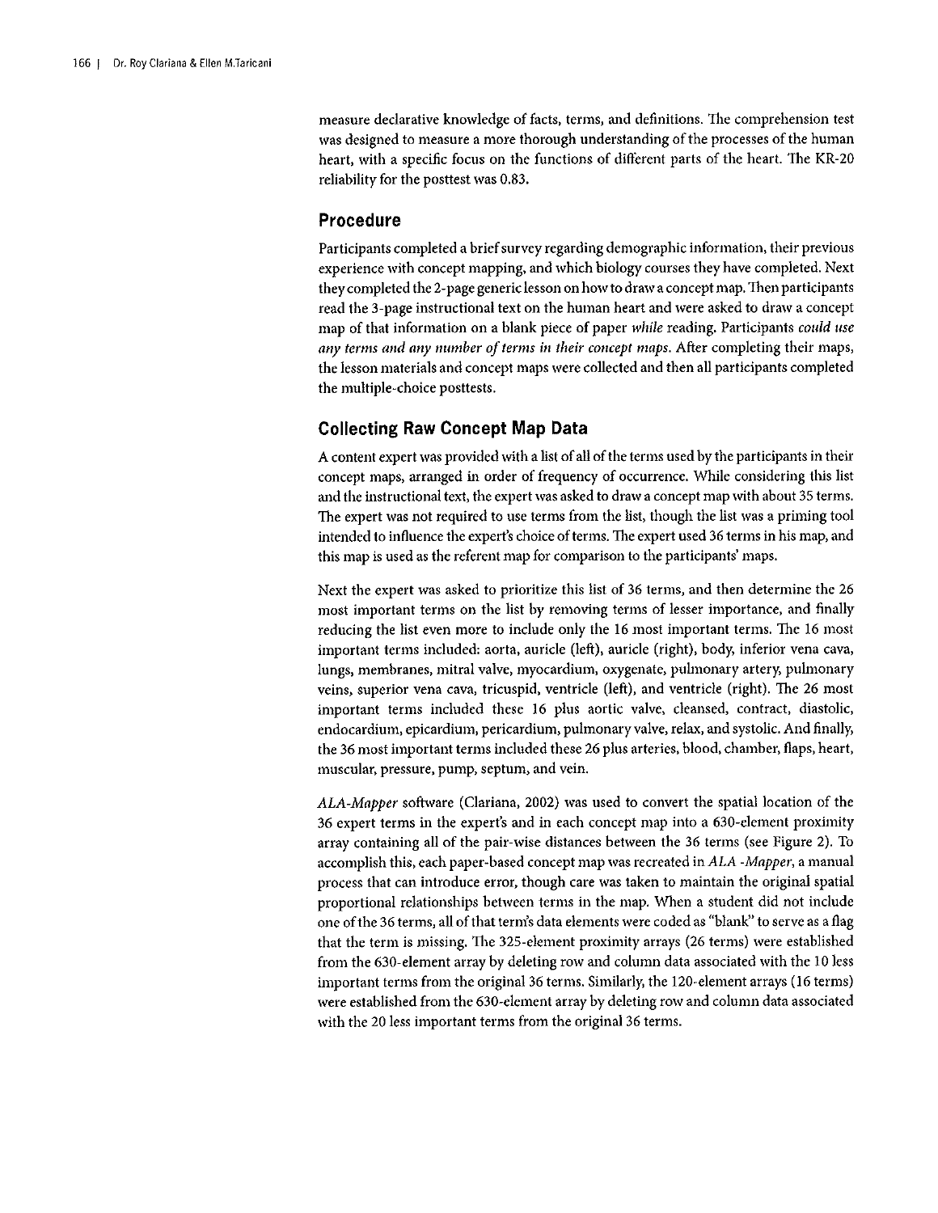measure declarative knowledge of facts, terms, and definitions. The comprehension test was designed to measure a more thorough understanding of the processes of the human heart, with a specific focus on the functions of different parts of the heart. The KR-20 reliability for the posttest was 0.83.

## Procedure

Participants completed a brief survey regarding demographic information, their previous experience with concept mapping, and which biology courses they have completed. Next they completed the 2-page generic lesson on how to draw a concept map. Then participants read the 3-page instructional text on the human heart and were asked to draw a concept map of that information on a blank piece of paper *while* reading. Participants *could use any terms and any number of terms in their concept maps*. After completing their maps, the lesson materials and concept maps were collected and then all participants completed the multiple-choice posttests.

## Collecting Raw Concept Map Data

A content expert was provided with a list of all of the terms used by the participants in their concept maps, arranged in order of frequency of occurrence. While considering this list and the instructional text, the expert was asked to draw a concept map with about 35 terms. The expert was not required to use terms from the list, though the list was a priming tool intended to influence the expert's choice of terms. The expert used 36 terms in his map, and this map is used as the referent map for comparison to the participants' maps.

Next the expert was asked to prioritize this list of 36 terms, and then determine the 26 most important terms on the list by removing terms of lesser importance, and finally reducing the list even more to include only the 16 most important terms. The 16 most important terms included: aorta, auricle (left), auricle (right), body, inferior vena cava, lungs, membranes, mitral valve, myocardium, oxygenate, pulmonary artery, pulmonary veins, superior vena cava, tricuspid, ventricle (left), and ventricle (right). The 26 most important terms included these 16 plus aortic valve, cleansed, contract, diastolic, endocardium, epicardium, pericardium, pulmonary valve, relax, and systolic. And finally, the 36 most important terms included these 26 plus arteries, blood, chamber, flaps, heart, muscular, pressure, pump, septum, and vein.

*ALA-Mapper* software (Clariana, 2002) was used to convert the spatial location of the 36 expert terms in the expert's and in each concept map into a 630-element proximity array containing all of the pair-wise distances between the 36 terms (see Figure 2). To accomplish this, each paper-based concept map was recreated in *ALA -Mapper*, a manual process that can introduce error, though care was taken to maintain the original spatial proportional relationships between terms in the map. When a student did not include one of the 36 terms, all of that term's data elements were coded as "blank" to serve as a flag that the term is missing. The 325-element proximity arrays (26 terms) were established from the 630-element array by deleting row and column data associated with the 10 less important terms from the original 36 terms. Similarly, the 120-element arrays (16 terms) were established from the 630-element array by deleting row and column data associated with the 20 less important terms from the original 36 terms.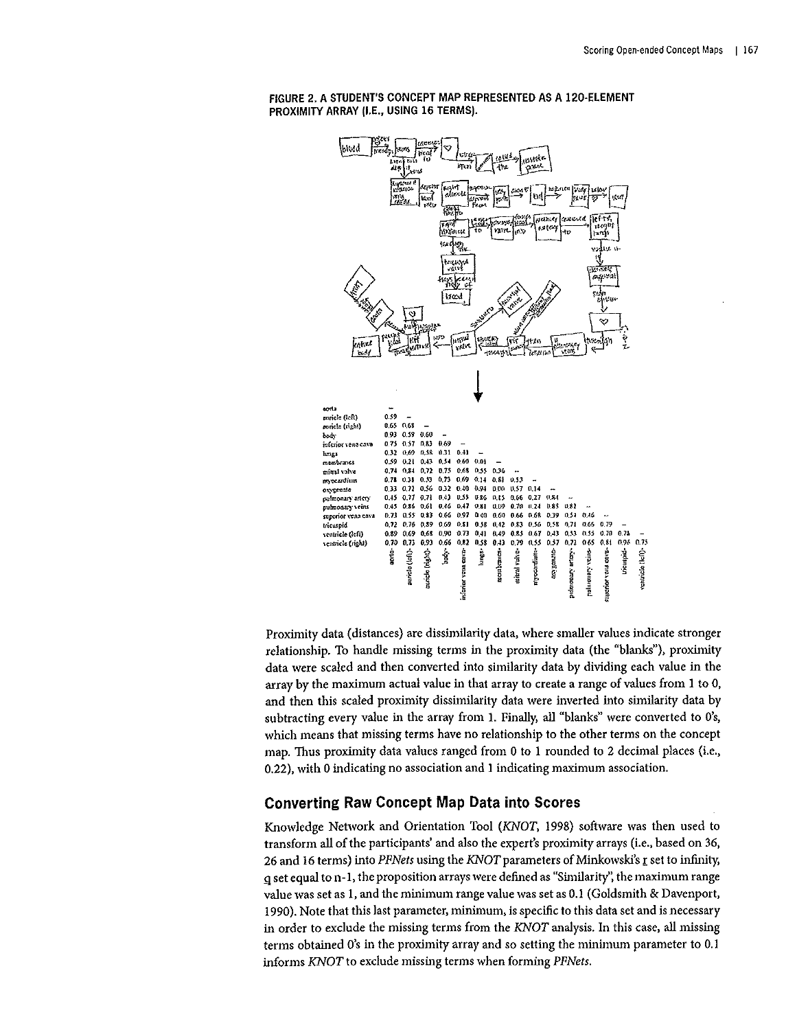**FIGURE 2. A STUDENT'S CONCEPT MAP REPRESENTED AS A 120-ELEMENT PROXIMITY ARRAY (I.E., USING 16 TERMS).**

| | aorta | auricle (left) | auricle (right) | body | inferior vena cava | lungs | membranes | mitral valve | myocardium | oxygenate | pulmonary artery | pulmonary veins | superior vena cava | tricuspid | ventricle (left) |
|---|---|---|---|---|---|---|---|---|---|---|---|---|---|---|---|
| aorta | – | | | | | | | | | | | | | | |
| auricle (left) | 0.59 | – | | | | | | | | | | | | | |
| auricle (right) | 0.65 | 0.68 | – | | | | | | | | | | | | |
| body | 0.93 | 0.59 | 0.60 | – | | | | | | | | | | | |
| inferior vena cava | 0.75 | 0.57 | 0.83 | 0.69 | – | | | | | | | | | | |
| lungs | 0.32 | 0.60 | 0.58 | 0.31 | 0.41 | – | | | | | | | | | |
| membranes | 0.59 | 0.21 | 0.43 | 0.54 | 0.60 | 0.01 | – | | | | | | | | |
| mitral valve | 0.74 | 0.84 | 0.72 | 0.75 | 0.68 | 0.55 | 0.36 | – | | | | | | | |
| myocardium | 0.78 | 0.31 | 0.33 | 0.73 | 0.69 | 0.14 | 0.81 | 0.53 | – | | | | | | |
| oxygenate | 0.33 | 0.72 | 0.56 | 0.32 | 0.40 | 0.94 | 0.00 | 0.57 | 0.14 | – | | | | | |
| pulmonary artery | 0.45 | 0.77 | 0.71 | 0.43 | 0.55 | 0.86 | 0.15 | 0.66 | 0.27 | 0.84 | – | | | | |
| pulmonary veins | 0.45 | 0.86 | 0.61 | 0.46 | 0.47 | 0.81 | 0.09 | 0.70 | 0.24 | 0.85 | 0.82 | – | | | |
| superior vena cava | 0.73 | 0.55 | 0.83 | 0.66 | 0.97 | 0.40 | 0.60 | 0.66 | 0.68 | 0.39 | 0.51 | 0.46 | – | | |
| tricuspid | 0.72 | 0.76 | 0.89 | 0.69 | 0.81 | 0.38 | 0.42 | 0.83 | 0.56 | 0.58 | 0.71 | 0.66 | 0.79 | – | |
| ventricle (left) | 0.89 | 0.69 | 0.68 | 0.90 | 0.73 | 0.41 | 0.49 | 0.83 | 0.67 | 0.43 | 0.53 | 0.55 | 0.70 | 0.74 | – |
| ventricle (right) | 0.70 | 0.73 | 0.93 | 0.66 | 0.82 | 0.58 | 0.43 | 0.79 | 0.55 | 0.57 | 0.72 | 0.65 | 0.81 | 0.96 | 0.75 |

Proximity data (distances) are dissimilarity data, where smaller values indicate stronger relationship. To handle missing terms in the proximity data (the "blanks"), proximity data were scaled and then converted into similarity data by dividing each value in the array by the maximum actual value in that array to create a range of values from 1 to 0, and then this scaled proximity dissimilarity data were inverted into similarity data by subtracting every value in the array from 1. Finally, all "blanks" were converted to 0's, which means that missing terms have no relationship to the other terms on the concept map. Thus proximity data values ranged from 0 to 1 rounded to 2 decimal places (i.e., 0.22), with 0 indicating no association and 1 indicating maximum association.

## Converting Raw Concept Map Data into Scores

Knowledge Network and Orientation Tool (*KNOT*, 1998) software was then used to transform all of the participants' and also the expert's proximity arrays (i.e., based on 36, 26 and 16 terms) into *PFNets* using the *KNOT* parameters of Minkowski's $r$ set to infinity, $q$ set equal to $n-1$, the proposition arrays were defined as "Similarity", the maximum range value was set as 1, and the minimum range value was set as 0.1 (Goldsmith & Davenport, 1990). Note that this last parameter, minimum, is specific to this data set and is necessary in order to exclude the missing terms from the *KNOT* analysis. In this case, all missing terms obtained 0's in the proximity array and so setting the minimum parameter to 0.1 informs *KNOT* to exclude missing terms when forming *PFNets*.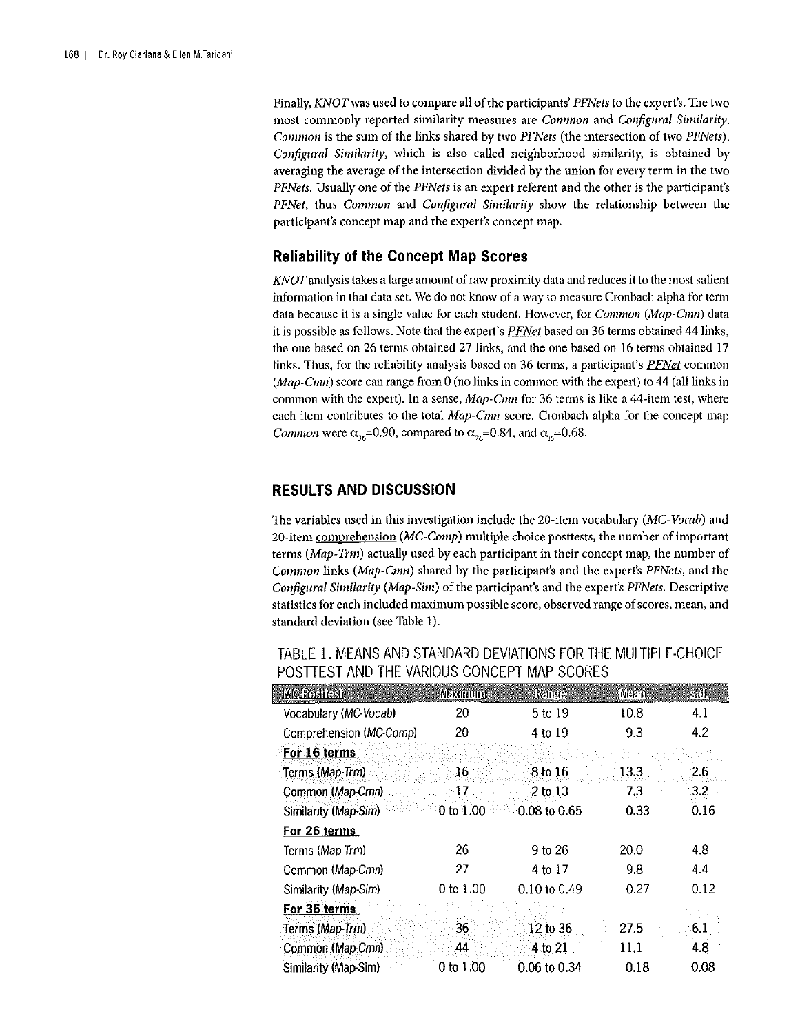Finally, *KNOT* was used to compare all of the participants' *PFNets* to the expert's. The two most commonly reported similarity measures are *Common* and *Configural Similarity*. *Common* is the sum of the links shared by two *PFNets* (the intersection of two *PFNets*). *Configural Similarity*, which is also called neighborhood similarity, is obtained by averaging the average of the intersection divided by the union for every term in the two *PFNets*. Usually one of the *PFNets* is an expert referent and the other is the participant's *PFNet*, thus *Common* and *Configural Similarity* show the relationship between the participant's concept map and the expert's concept map.

### Reliability of the Concept Map Scores

*KNOT* analysis takes a large amount of raw proximity data and reduces it to the most salient information in that data set. We do not know of a way to measure Cronbach alpha for term data because it is a single value for each student. However, for *Common* (*Map-Cmn*) data it is possible as follows. Note that the expert's *PFNet* based on 36 terms obtained 44 links, the one based on 26 terms obtained 27 links, and the one based on 16 terms obtained 17 links. Thus, for the reliability analysis based on 36 terms, a participant's *PFNet* common (*Map-Cmn*) score can range from 0 (no links in common with the expert) to 44 (all links in common with the expert). In a sense, *Map-Cmn* for 36 terms is like a 44-item test, where each item contributes to the total *Map-Cmn* score. Cronbach alpha for the concept map *Common* were $\alpha_{36}$=0.90, compared to $\alpha_{26}$=0.84, and $\alpha_{16}$=0.68.

## RESULTS AND DISCUSSION

The variables used in this investigation include the 20-item vocabulary (*MC-Vocab*) and 20-item comprehension (*MC-Comp*) multiple choice posttests, the number of important terms (*Map-Trm*) actually used by each participant in their concept map, the number of *Common* links (*Map-Cmn*) shared by the participant's and the expert's *PFNets*, and the *Configural Similarity* (*Map-Sim*) of the participant's and the expert's *PFNets*. Descriptive statistics for each included maximum possible score, observed range of scores, mean, and standard deviation (see Table 1).

TABLE 1. MEANS AND STANDARD DEVIATIONS FOR THE MULTIPLE-CHOICE POSTTEST AND THE VARIOUS CONCEPT MAP SCORES

| MC-Posttest | Maximum | Range | Mean | s.d. |
|---|---|---|---|---|
| Vocabulary (*MC-Vocab*) | 20 | 5 to 19 | 10.8 | 4.1 |
| Comprehension (*MC-Comp*) | 20 | 4 to 19 | 9.3 | 4.2 |
| **For 16 terms** | | | | |
| Terms (*Map-Trm*) | 16 | 8 to 16 | 13.3 | 2.6 |
| Common (*Map-Cmn*) | 17 | 2 to 13 | 7.3 | 3.2 |
| Similarity (*Map-Sim*) | 0 to 1.00 | 0.08 to 0.65 | 0.33 | 0.16 |
| **For 26 terms** | | | | |
| Terms (*Map-Trm*) | 26 | 9 to 26 | 20.0 | 4.8 |
| Common (*Map-Cmn*) | 27 | 4 to 17 | 9.8 | 4.4 |
| Similarity (*Map-Sim*) | 0 to 1.00 | 0.10 to 0.49 | 0.27 | 0.12 |
| **For 36 terms** | | | | |
| Terms (*Map-Trm*) | 36 | 12 to 36 | 27.5 | 6.1 |
| Common (*Map-Cmn*) | 44 | 4 to 21 | 11.1 | 4.8 |
| Similarity (Map-Sim) | 0 to 1.00 | 0.06 to 0.34 | 0.18 | 0.08 |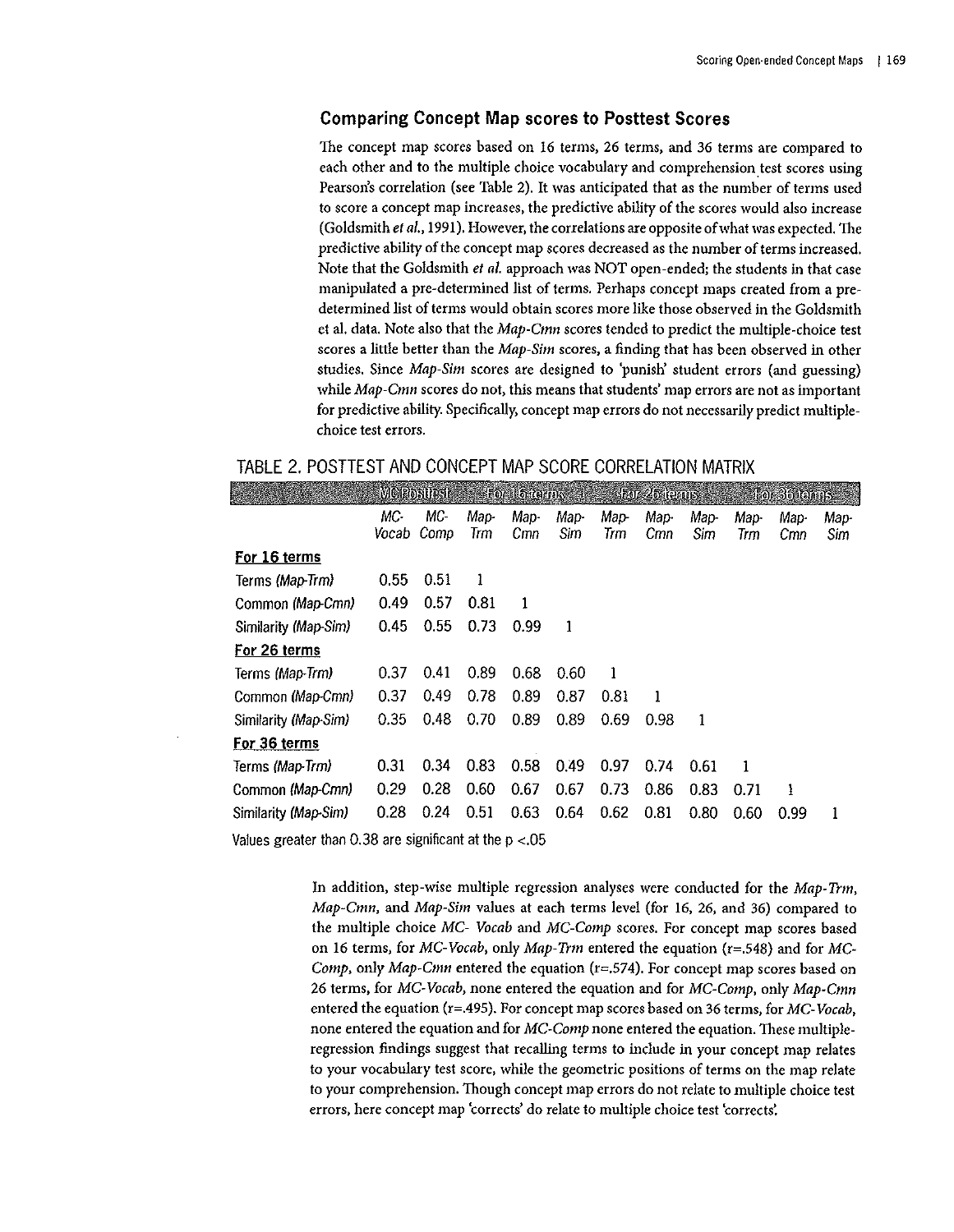## Comparing Concept Map scores to Posttest Scores

The concept map scores based on 16 terms, 26 terms, and 36 terms are compared to each other and to the multiple choice vocabulary and comprehension test scores using Pearson's correlation (see Table 2). It was anticipated that as the number of terms used to score a concept map increases, the predictive ability of the scores would also increase (Goldsmith *et al.*, 1991). However, the correlations are opposite of what was expected. The predictive ability of the concept map scores decreased as the number of terms increased. Note that the Goldsmith *et al.* approach was NOT open-ended; the students in that case manipulated a pre-determined list of terms. Perhaps concept maps created from a pre-determined list of terms would obtain scores more like those observed in the Goldsmith et al. data. Note also that the *Map-Cmn* scores tended to predict the multiple-choice test scores a little better than the *Map-Sim* scores, a finding that has been observed in other studies. Since *Map-Sim* scores are designed to 'punish' student errors (and guessing) while *Map-Cmn* scores do not, this means that students' map errors are not as important for predictive ability. Specifically, concept map errors do not necessarily predict multiple-choice test errors.

TABLE 2. POSTTEST AND CONCEPT MAP SCORE CORRELATION MATRIX

| | MC-Posttest | | For 16 terms | | | For 26 terms | | | For 36 terms | | |
|---|---|---|---|---|---|---|---|---|---|---|---|
| | *MC-Vocab* | *MC-Comp* | *Map-Trm* | *Map-Cmn* | *Map-Sim* | *Map-Trm* | *Map-Cmn* | *Map-Sim* | *Map-Trm* | *Map-Cmn* | *Map-Sim* |
| **For 16 terms** | | | | | | | | | | | |
| Terms *(Map-Trm)* | 0.55 | 0.51 | 1 | | | | | | | | |
| Common *(Map-Cmn)* | 0.49 | 0.57 | 0.81 | 1 | | | | | | | |
| Similarity *(Map-Sim)* | 0.45 | 0.55 | 0.73 | 0.99 | 1 | | | | | | |
| **For 26 terms** | | | | | | | | | | | |
| Terms *(Map-Trm)* | 0.37 | 0.41 | 0.89 | 0.68 | 0.60 | 1 | | | | | |
| Common *(Map-Cmn)* | 0.37 | 0.49 | 0.78 | 0.89 | 0.87 | 0.81 | 1 | | | | |
| Similarity *(Map-Sim)* | 0.35 | 0.48 | 0.70 | 0.89 | 0.89 | 0.69 | 0.98 | 1 | | | |
| **For 36 terms** | | | | | | | | | | | |
| Terms *(Map-Trm)* | 0.31 | 0.34 | 0.83 | 0.58 | 0.49 | 0.97 | 0.74 | 0.61 | 1 | | |
| Common *(Map-Cmn)* | 0.29 | 0.28 | 0.60 | 0.67 | 0.67 | 0.73 | 0.86 | 0.83 | 0.71 | 1 | |
| Similarity *(Map-Sim)* | 0.28 | 0.24 | 0.51 | 0.63 | 0.64 | 0.62 | 0.81 | 0.80 | 0.60 | 0.99 | 1 |

Values greater than 0.38 are significant at the $p < .05$

In addition, step-wise multiple regression analyses were conducted for the *Map-Trm*, *Map-Cmn*, and *Map-Sim* values at each terms level (for 16, 26, and 36) compared to the multiple choice *MC- Vocab* and *MC-Comp* scores. For concept map scores based on 16 terms, for *MC-Vocab*, only *Map-Trm* entered the equation ($r=.548$) and for *MC-Comp*, only *Map-Cmn* entered the equation ($r=.574$). For concept map scores based on 26 terms, for *MC-Vocab*, none entered the equation and for *MC-Comp*, only *Map-Cmn* entered the equation ($r=.495$). For concept map scores based on 36 terms, for *MC-Vocab*, none entered the equation and for *MC-Comp* none entered the equation. These multiple-regression findings suggest that recalling terms to include in your concept map relates to your vocabulary test score, while the geometric positions of terms on the map relate to your comprehension. Though concept map errors do not relate to multiple choice test errors, here concept map 'corrects' do relate to multiple choice test 'corrects'.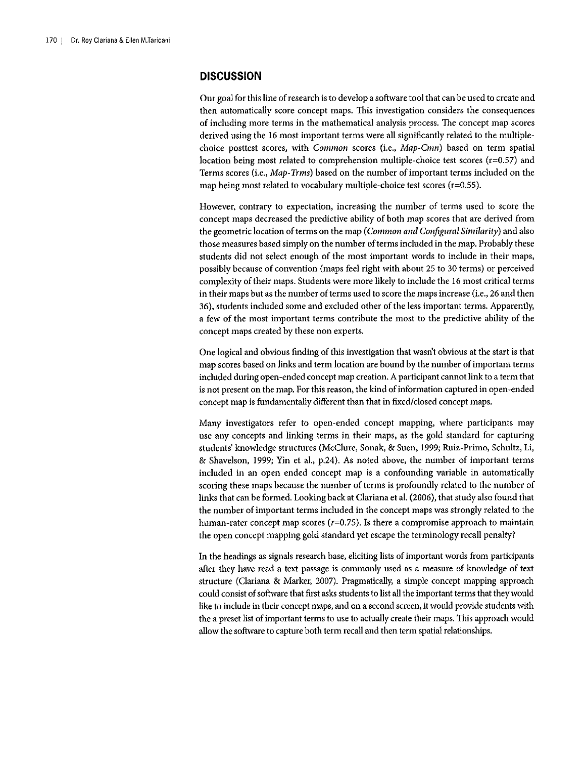## DISCUSSION

Our goal for this line of research is to develop a software tool that can be used to create and then automatically score concept maps. This investigation considers the consequences of including more terms in the mathematical analysis process. The concept map scores derived using the 16 most important terms were all significantly related to the multiple-choice posttest scores, with *Common* scores (i.e., *Map-Cmn*) based on term spatial location being most related to comprehension multiple-choice test scores (r=0.57) and Terms scores (i.e., *Map-Trms*) based on the number of important terms included on the map being most related to vocabulary multiple-choice test scores (r=0.55).

However, contrary to expectation, increasing the number of terms used to score the concept maps decreased the predictive ability of both map scores that are derived from the geometric location of terms on the map (*Common and Configural Similarity*) and also those measures based simply on the number of terms included in the map. Probably these students did not select enough of the most important words to include in their maps, possibly because of convention (maps feel right with about 25 to 30 terms) or perceived complexity of their maps. Students were more likely to include the 16 most critical terms in their maps but as the number of terms used to score the maps increase (i.e., 26 and then 36), students included some and excluded other of the less important terms. Apparently, a few of the most important terms contribute the most to the predictive ability of the concept maps created by these non experts.

One logical and obvious finding of this investigation that wasn't obvious at the start is that map scores based on links and term location are bound by the number of important terms included during open-ended concept map creation. A participant cannot link to a term that is not present on the map. For this reason, the kind of information captured in open-ended concept map is fundamentally different than that in fixed/closed concept maps.

Many investigators refer to open-ended concept mapping, where participants may use any concepts and linking terms in their maps, as the gold standard for capturing students' knowledge structures (McClure, Sonak, & Suen, 1999; Ruiz-Primo, Schultz, Li, & Shavelson, 1999; Yin et al., p.24). As noted above, the number of important terms included in an open ended concept map is a confounding variable in automatically scoring these maps because the number of terms is profoundly related to the number of links that can be formed. Looking back at Clariana et al. (2006), that study also found that the number of important terms included in the concept maps was strongly related to the human-rater concept map scores ($r$=0.75). Is there a compromise approach to maintain the open concept mapping gold standard yet escape the terminology recall penalty?

In the headings as signals research base, eliciting lists of important words from participants after they have read a text passage is commonly used as a measure of knowledge of text structure (Clariana & Marker, 2007). Pragmatically, a simple concept mapping approach could consist of software that first asks students to list all the important terms that they would like to include in their concept maps, and on a second screen, it would provide students with the a preset list of important terms to use to actually create their maps. This approach would allow the software to capture both term recall and then term spatial relationships.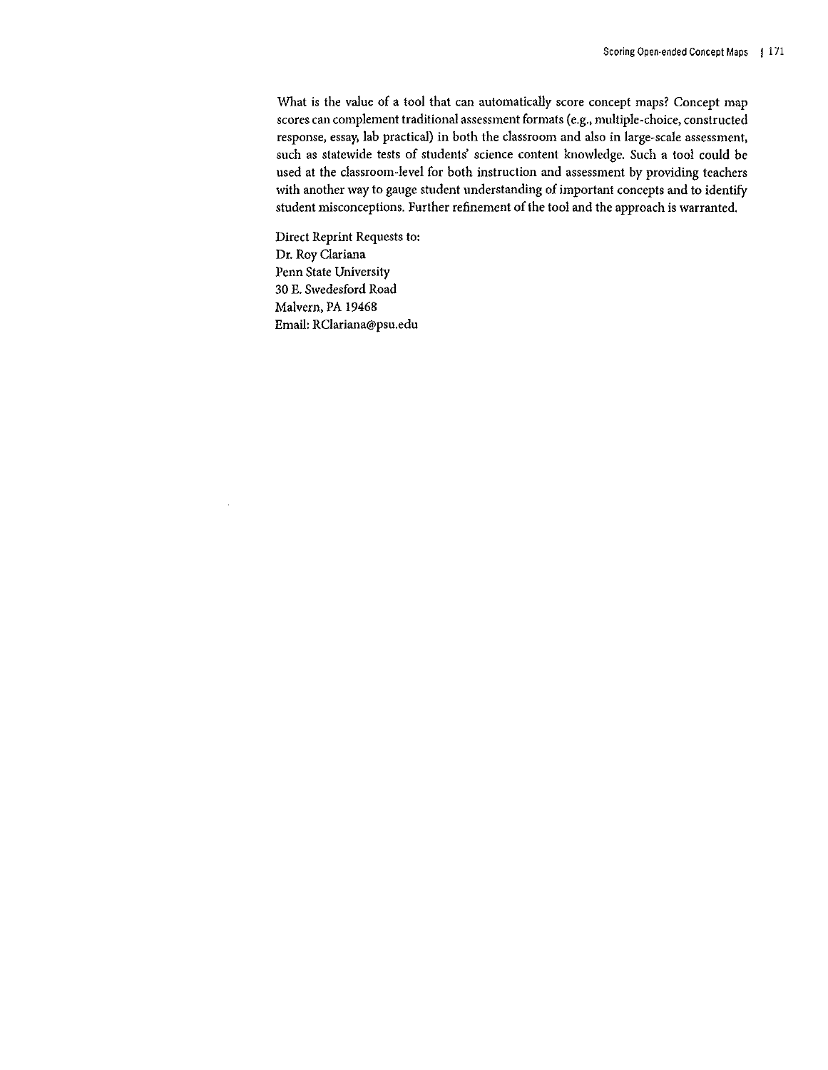What is the value of a tool that can automatically score concept maps? Concept map scores can complement traditional assessment formats (e.g., multiple-choice, constructed response, essay, lab practical) in both the classroom and also in large-scale assessment, such as statewide tests of students' science content knowledge. Such a tool could be used at the classroom-level for both instruction and assessment by providing teachers with another way to gauge student understanding of important concepts and to identify student misconceptions. Further refinement of the tool and the approach is warranted.

Direct Reprint Requests to:
Dr. Roy Clariana
Penn State University
30 E. Swedesford Road
Malvern, PA 19468
Email: RClariana@psu.edu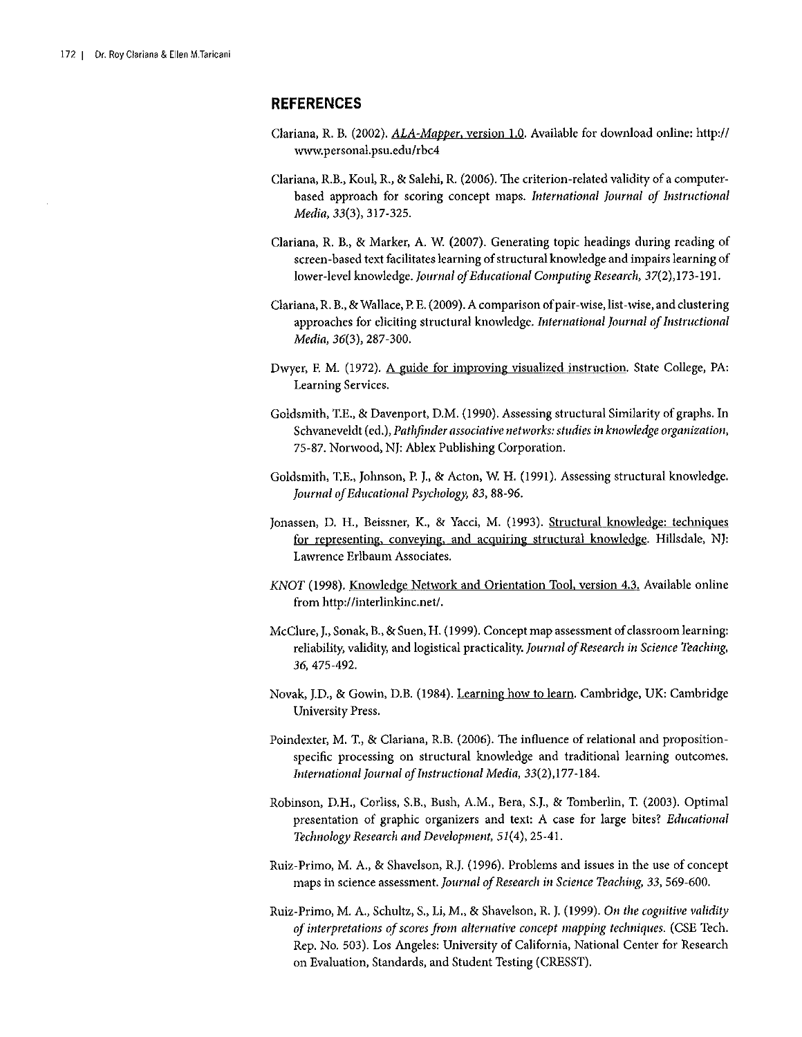## REFERENCES

Clariana, R. B. (2002). ALA-Mapper, version 1.0. Available for download online: http://www.personal.psu.edu/rbc4

Clariana, R.B., Koul, R., & Salehi, R. (2006). The criterion-related validity of a computer-based approach for scoring concept maps. *International Journal of Instructional Media, 33*(3), 317-325.

Clariana, R. B., & Marker, A. W. (2007). Generating topic headings during reading of screen-based text facilitates learning of structural knowledge and impairs learning of lower-level knowledge. *Journal of Educational Computing Research, 37*(2),173-191.

Clariana, R. B., & Wallace, P. E. (2009). A comparison of pair-wise, list-wise, and clustering approaches for eliciting structural knowledge. *International Journal of Instructional Media, 36*(3), 287-300.

Dwyer, F. M. (1972). A guide for improving visualized instruction. State College, PA: Learning Services.

Goldsmith, T.E., & Davenport, D.M. (1990). Assessing structural Similarity of graphs. In Schvaneveldt (ed.), *Pathfinder associative networks: studies in knowledge organization*, 75-87. Norwood, NJ: Ablex Publishing Corporation.

Goldsmith, T.E., Johnson, P. J., & Acton, W. H. (1991). Assessing structural knowledge. *Journal of Educational Psychology, 83*, 88-96.

Jonassen, D. H., Beissner, K., & Yacci, M. (1993). Structural knowledge: techniques for representing, conveying, and acquiring structural knowledge. Hillsdale, NJ: Lawrence Erlbaum Associates.

*KNOT* (1998). Knowledge Network and Orientation Tool, version 4.3. Available online from http://interlinkinc.net/.

McClure, J., Sonak, B., & Suen, H. (1999). Concept map assessment of classroom learning: reliability, validity, and logistical practicality. *Journal of Research in Science Teaching, 36*, 475-492.

Novak, J.D., & Gowin, D.B. (1984). Learning how to learn. Cambridge, UK: Cambridge University Press.

Poindexter, M. T., & Clariana, R.B. (2006). The influence of relational and proposition-specific processing on structural knowledge and traditional learning outcomes. *International Journal of Instructional Media, 33*(2),177-184.

Robinson, D.H., Corliss, S.B., Bush, A.M., Bera, S.J., & Tomberlin, T. (2003). Optimal presentation of graphic organizers and text: A case for large bites? *Educational Technology Research and Development, 51*(4), 25-41.

Ruiz-Primo, M. A., & Shavelson, R.J. (1996). Problems and issues in the use of concept maps in science assessment. *Journal of Research in Science Teaching, 33*, 569-600.

Ruiz-Primo, M. A., Schultz, S., Li, M., & Shavelson, R. J. (1999). *On the cognitive validity of interpretations of scores from alternative concept mapping techniques*. (CSE Tech. Rep. No. 503). Los Angeles: University of California, National Center for Research on Evaluation, Standards, and Student Testing (CRESST).